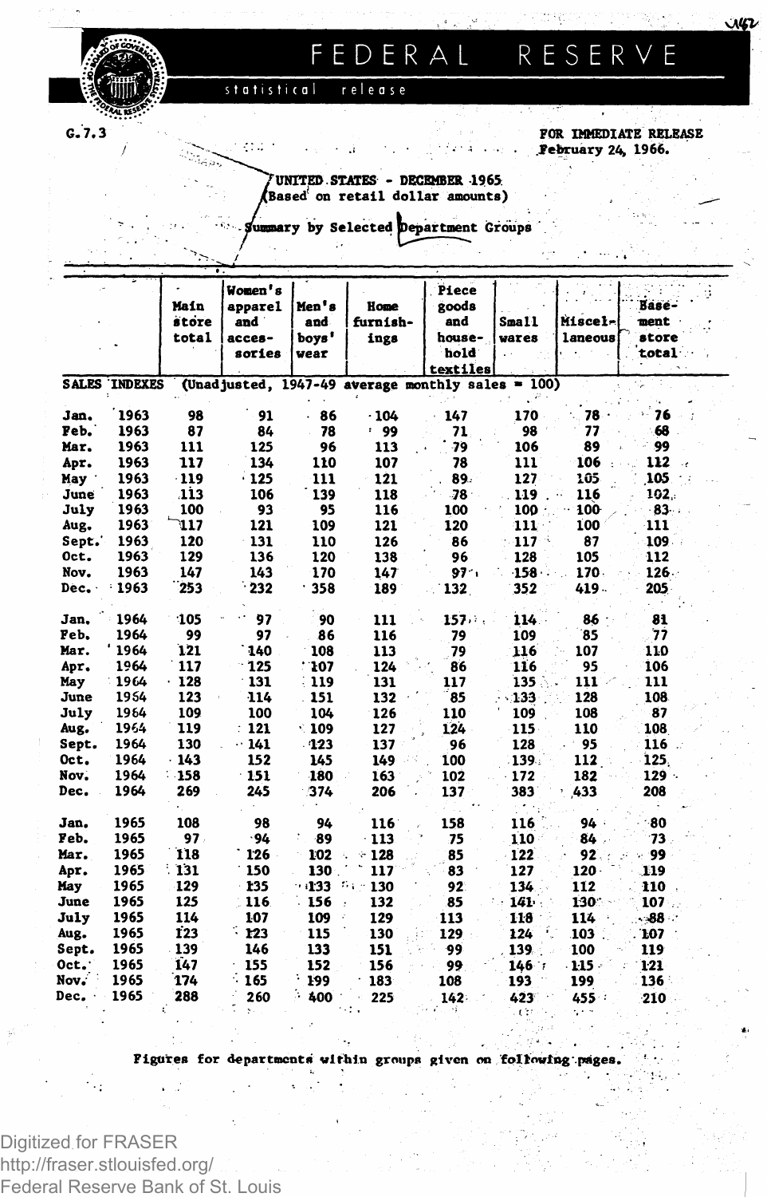# FEDERAL RESERVE

statistical release

G.7.3

FOR IMMEDIATE RELEASE
February 24, 1966.

## UNITED STATES - DECEMBER 1965
(Based on retail dollar amounts)

### Summary by Selected Department Groups

| | | Main store total | Women's apparel and accessories | Men's and boys' wear | Home furnishings | Piece goods and household textiles | Small wares | Miscellaneous | Basement store total |
|---|---|---|---|---|---|---|---|---|---|
| **SALES INDEXES** | | (Unadjusted, 1947-49 average monthly sales = 100) | | | | | | | |
| Jan. | 1963 | 98 | 91 | 86 | 104 | 147 | 170 | 78 | 76 |
| Feb. | 1963 | 87 | 84 | 78 | 99 | 71 | 98 | 77 | 68 |
| Mar. | 1963 | 111 | 125 | 96 | 113 | 79 | 106 | 89 | 99 |
| Apr. | 1963 | 117 | 134 | 110 | 107 | 78 | 111 | 106 | 112 |
| May | 1963 | 119 | 125 | 111 | 121 | 89 | 127 | 105 | 105 |
| June | 1963 | 113 | 106 | 139 | 118 | 78 | 119 | 116 | 102 |
| July | 1963 | 100 | 93 | 95 | 116 | 100 | 100 | 100 | 83 |
| Aug. | 1963 | 117 | 121 | 109 | 121 | 120 | 111 | 100 | 111 |
| Sept. | 1963 | 120 | 131 | 110 | 126 | 86 | 117 | 87 | 109 |
| Oct. | 1963 | 129 | 136 | 120 | 138 | 96 | 128 | 105 | 112 |
| Nov. | 1963 | 147 | 143 | 170 | 147 | 97 | 158 | 170 | 126 |
| Dec. | 1963 | 253 | 232 | 358 | 189 | 132 | 352 | 419 | 205 |
| Jan. | 1964 | 105 | 97 | 90 | 111 | 157 | 114 | 86 | 81 |
| Feb. | 1964 | 99 | 97 | 86 | 116 | 79 | 109 | 85 | 77 |
| Mar. | 1964 | 121 | 140 | 108 | 113 | 79 | 116 | 107 | 110 |
| Apr. | 1964 | 117 | 125 | 107 | 124 | 86 | 116 | 95 | 106 |
| May | 1964 | 128 | 131 | 119 | 131 | 117 | 135 | 111 | 111 |
| June | 1964 | 123 | 114 | 151 | 132 | 85 | 133 | 128 | 108 |
| July | 1964 | 109 | 100 | 104 | 126 | 110 | 109 | 108 | 87 |
| Aug. | 1964 | 119 | 121 | 109 | 127 | 124 | 115 | 110 | 108 |
| Sept. | 1964 | 130 | 141 | 123 | 137 | 96 | 128 | 95 | 116 |
| Oct. | 1964 | 143 | 152 | 145 | 149 | 100 | 139 | 112 | 125 |
| Nov. | 1964 | 158 | 151 | 180 | 163 | 102 | 172 | 182 | 129 |
| Dec. | 1964 | 269 | 245 | 374 | 206 | 137 | 383 | 433 | 208 |
| Jan. | 1965 | 108 | 98 | 94 | 116 | 158 | 116 | 94 | 80 |
| Feb. | 1965 | 97 | 94 | 89 | 113 | 75 | 110 | 84 | 73 |
| Mar. | 1965 | 118 | 126 | 102 | 128 | 85 | 122 | 92 | 99 |
| Apr. | 1965 | 131 | 150 | 130 | 117 | 83 | 127 | 120 | 119 |
| May | 1965 | 129 | 135 | 133 | 130 | 92 | 134 | 112 | 110 |
| June | 1965 | 125 | 116 | 156 | 132 | 85 | 141 | 130 | 107 |
| July | 1965 | 114 | 107 | 109 | 129 | 113 | 118 | 114 | 88 |
| Aug. | 1965 | 123 | 123 | 115 | 130 | 129 | 124 | 103 | 107 |
| Sept. | 1965 | 139 | 146 | 133 | 151 | 99 | 139 | 100 | 119 |
| Oct. | 1965 | 147 | 155 | 152 | 156 | 99 | 146 | 115 | 121 |
| Nov. | 1965 | 174 | 165 | 199 | 183 | 108 | 193 | 199 | 136 |
| Dec. | 1965 | 288 | 260 | 400 | 225 | 142 | 423 | 455 | 210 |

Figures for departments within groups given on following pages.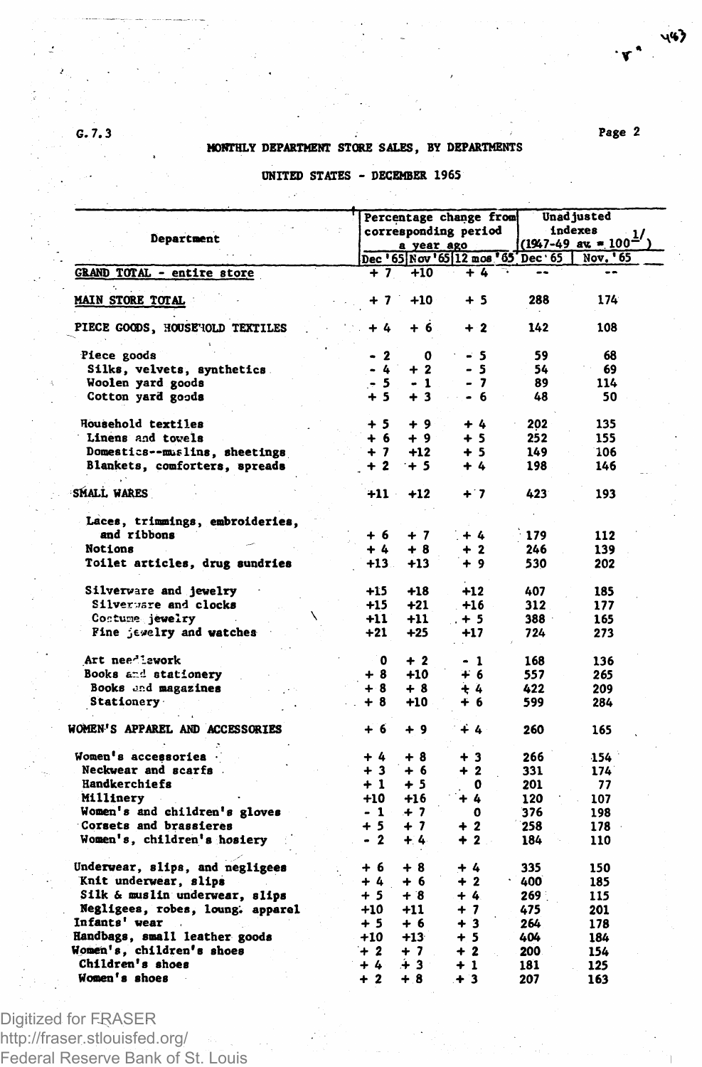G.7.3

## MONTHLY DEPARTMENT STORE SALES, BY DEPARTMENTS

### UNITED STATES - DECEMBER 1965

| Department | Percentage change from corresponding period a year ago | | | Unadjusted indexes (1947-49 av. = 100[1/]) | |
|---|---|---|---|---|---|
| | Dec '65 | Nov '65 | 12 mos '65 | Dec '65 | Nov. '65 |
| GRAND TOTAL - entire store | + 7 | +10 | + 4 | -- | -- |
| MAIN STORE TOTAL | + 7 | +10 | + 5 | 288 | 174 |
| PIECE GOODS, HOUSEHOLD TEXTILES | + 4 | + 6 | + 2 | 142 | 108 |
| Piece goods | - 2 | 0 | - 5 | 59 | 68 |
| Silks, velvets, synthetics | - 4 | + 2 | - 5 | 54 | 69 |
| Woolen yard goods | - 5 | - 1 | - 7 | 89 | 114 |
| Cotton yard goods | + 5 | + 3 | - 6 | 48 | 50 |
| Household textiles | + 5 | + 9 | + 4 | 202 | 135 |
| Linens and towels | + 6 | + 9 | + 5 | 252 | 155 |
| Domestics--muslins, sheetings | + 7 | +12 | + 5 | 149 | 106 |
| Blankets, comforters, spreads | + 2 | + 5 | + 4 | 198 | 146 |
| SMALL WARES | +11 | +12 | + 7 | 423 | 193 |
| Laces, trimmings, embroideries, and ribbons | + 6 | + 7 | + 4 | 179 | 112 |
| Notions | + 4 | + 8 | + 2 | 246 | 139 |
| Toilet articles, drug sundries | +13 | +13 | + 9 | 530 | 202 |
| Silverware and jewelry | +15 | +18 | +12 | 407 | 185 |
| Silverware and clocks | +15 | +21 | +16 | 312 | 177 |
| Costume jewelry | +11 | +11 | + 5 | 388 | 165 |
| Fine jewelry and watches | +21 | +25 | +17 | 724 | 273 |
| Art needlework | 0 | + 2 | - 1 | 168 | 136 |
| Books and stationery | + 8 | +10 | + 6 | 557 | 265 |
| Books and magazines | + 8 | + 8 | + 4 | 422 | 209 |
| Stationery | + 8 | +10 | + 6 | 599 | 284 |
| WOMEN'S APPAREL AND ACCESSORIES | + 6 | + 9 | + 4 | 260 | 165 |
| Women's accessories | + 4 | + 8 | + 3 | 266 | 154 |
| Neckwear and scarfs | + 3 | + 6 | + 2 | 331 | 174 |
| Handkerchiefs | + 1 | + 5 | 0 | 201 | 77 |
| Millinery | +10 | +16 | + 4 | 120 | 107 |
| Women's and children's gloves | - 1 | + 7 | 0 | 376 | 198 |
| Corsets and brassieres | + 5 | + 7 | + 2 | 258 | 178 |
| Women's, children's hosiery | - 2 | + 4 | + 2 | 184 | 110 |
| Underwear, slips, and negligees | + 6 | + 8 | + 4 | 335 | 150 |
| Knit underwear, slips | + 4 | + 6 | + 2 | 400 | 185 |
| Silk & muslin underwear, slips | + 5 | + 8 | + 4 | 269 | 115 |
| Negligees, robes, loung. apparel | +10 | +11 | + 7 | 475 | 201 |
| Infants' wear | + 5 | + 6 | + 3 | 264 | 178 |
| Handbags, small leather goods | +10 | +13 | + 5 | 404 | 184 |
| Women's, children's shoes | + 2 | + 7 | + 2 | 200 | 154 |
| Children's shoes | + 4 | + 3 | + 1 | 181 | 125 |
| Women's shoes | + 2 | + 8 | + 3 | 207 | 163 |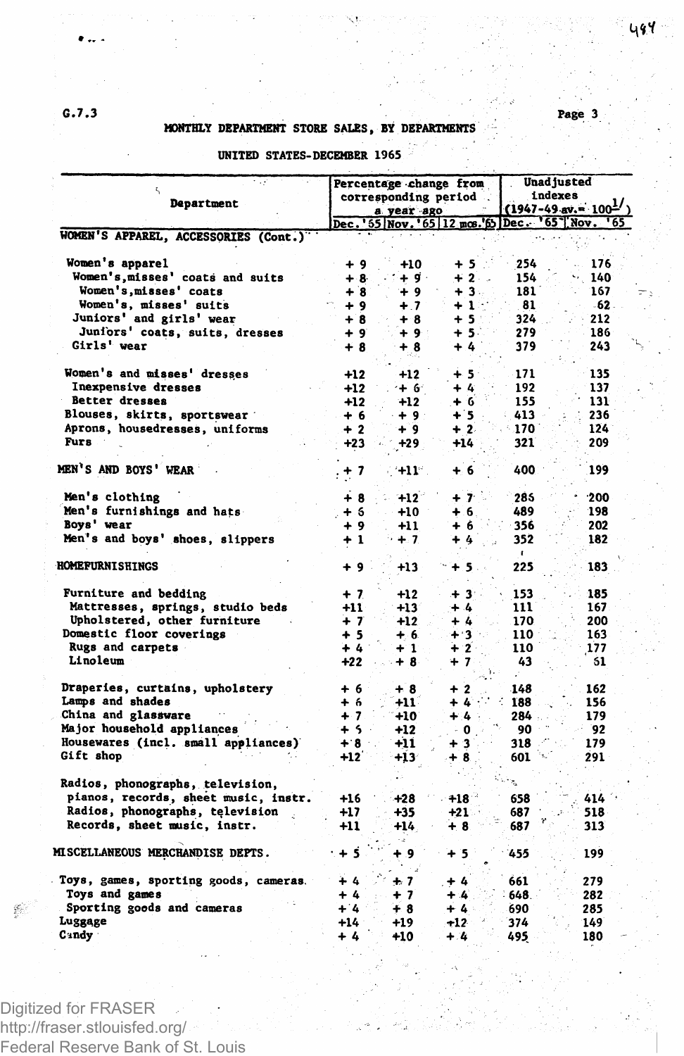G.7.3

## MONTHLY DEPARTMENT STORE SALES, BY DEPARTMENTS

### UNITED STATES-DECEMBER 1965

| Department | Percentage change from corresponding period a year ago | | | Unadjusted indexes (1947-49 av.= 100[1/]) | |
|---|---|---|---|---|---|
| | Dec.'65 | Nov.'65 | 12 mos.'65 | Dec. '65 | Nov. '65 |
| WOMEN'S APPAREL, ACCESSORIES (Cont.) | | | | | |
| Women's apparel | + 9 | +10 | + 5 | 254 | 176 |
| Women's,misses' coats and suits | + 8 | + 9 | + 2 | 154 | 140 |
| Women's,misses' coats | + 8 | + 9 | + 3 | 181 | 167 |
| Women's, misses' suits | + 9 | + 7 | + 1 | 81 | 62 |
| Juniors' and girls' wear | + 8 | + 8 | + 5 | 324 | 212 |
| Juniors' coats, suits, dresses | + 9 | + 9 | + 5 | 279 | 186 |
| Girls' wear | + 8 | + 8 | + 4 | 379 | 243 |
| Women's and misses' dresses | +12 | +12 | + 5 | 171 | 135 |
| Inexpensive dresses | +12 | + 6 | + 4 | 192 | 137 |
| Better dresses | +12 | +12 | + 6 | 155 | 131 |
| Blouses, skirts, sportswear | + 6 | + 9 | + 5 | 413 | 236 |
| Aprons, housedresses, uniforms | + 2 | + 9 | + 2 | 170 | 124 |
| Furs | +23 | +29 | +14 | 321 | 209 |
| MEN'S AND BOYS' WEAR | + 7 | +11 | + 6 | 400 | 199 |
| Men's clothing | + 8 | +12 | + 7 | 285 | 200 |
| Men's furnishings and hats | + 6 | +10 | + 6 | 489 | 198 |
| Boys' wear | + 9 | +11 | + 6 | 356 | 202 |
| Men's and boys' shoes, slippers | + 1 | + 7 | + 4 | 352 | 182 |
| HOMEFURNISHINGS | + 9 | +13 | + 5 | 225 | 183 |
| Furniture and bedding | + 7 | +12 | + 3 | 153 | 185 |
| Mattresses, springs, studio beds | +11 | +13 | + 4 | 111 | 167 |
| Upholstered, other furniture | + 7 | +12 | + 4 | 170 | 200 |
| Domestic floor coverings | + 5 | + 6 | + 3 | 110 | 163 |
| Rugs and carpets | + 4 | + 1 | + 2 | 110 | 177 |
| Linoleum | +22 | + 8 | + 7 | 43 | 61 |
| Draperies, curtains, upholstery | + 6 | + 8 | + 2 | 148 | 162 |
| Lamps and shades | + 6 | +11 | + 4 | 188 | 156 |
| China and glassware | + 7 | +10 | + 4 | 284 | 179 |
| Major household appliances | + 5 | +12 | 0 | 90 | 92 |
| Housewares (incl. small appliances) | + 8 | +11 | + 3 | 318 | 179 |
| Gift shop | +12 | +13 | + 8 | 601 | 291 |
| Radios, phonographs, television, pianos, records, sheet music, instr. | +16 | +28 | +18 | 658 | 414 |
| Radios, phonographs, television | +17 | +35 | +21 | 687 | 518 |
| Records, sheet music, instr. | +11 | +14 | + 8 | 687 | 313 |
| MISCELLANEOUS MERCHANDISE DEPTS. | + 5 | + 9 | + 5 | 455 | 199 |
| Toys, games, sporting goods, cameras | + 4 | + 7 | + 4 | 661 | 279 |
| Toys and games | + 4 | + 7 | + 4 | 648 | 282 |
| Sporting goods and cameras | + 4 | + 8 | + 4 | 690 | 285 |
| Luggage | +14 | +19 | +12 | 374 | 149 |
| Candy | + 4 | +10 | + 4 | 495 | 180 |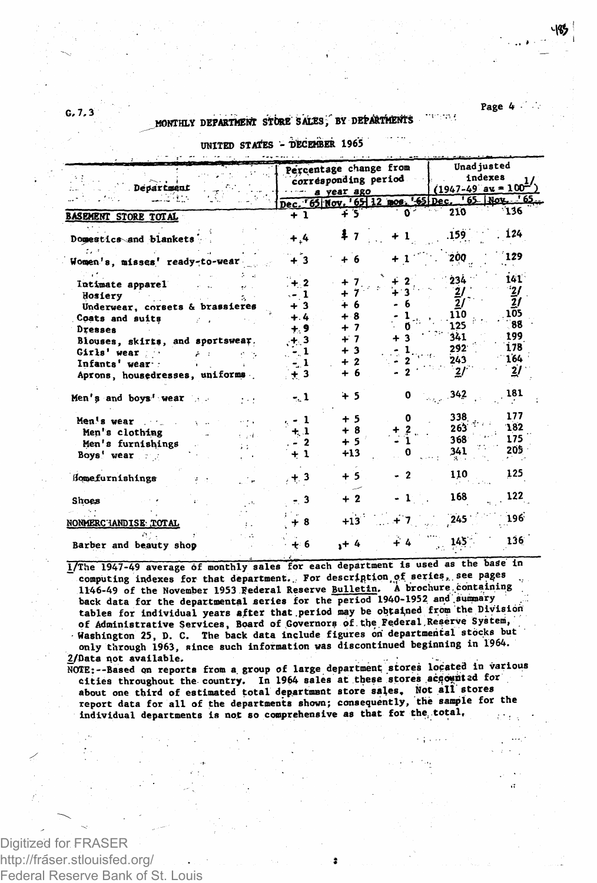G.7.3

## MONTHLY DEPARTMENT STORE SALES, BY DEPARTMENTS

### UNITED STATES - DECEMBER 1965

| Department | Percentage change from corresponding period a year ago | | | Unadjusted indexes (1947-49 av = 100)[1] | |
|---|---|---|---|---|---|
| | Dec. '65 | Nov. '65 | 12 mos. '65 | Dec. '65 | Nov. '65 |
| **BASEMENT STORE TOTAL** | + 1 | + 5 | 0 | 210 | 136 |
| Domestics and blankets | + 4 | + 7 | + 1 | 159 | 124 |
| Women's, misses' ready-to-wear | + 3 | + 6 | + 1 | 200 | 129 |
| Intimate apparel | + 2 | + 7 | + 2 | 234 | 141 |
| Hosiery | - 1 | + 7 | + 3 | 2/ | 2/ |
| Underwear, corsets & brassieres | + 3 | + 6 | - 6 | 2/ | 2/ |
| Coats and suits | + 4 | + 8 | - 1 | 110 | 105 |
| Dresses | + 9 | + 7 | 0 | 125 | 88 |
| Blouses, skirts, and sportswear | + 3 | + 7 | + 3 | 341 | 199 |
| Girls' wear | - 1 | + 3 | - 1 | 292 | 178 |
| Infants' wear | - 1 | + 2 | - 2 | 243 | 164 |
| Aprons, housedresses, uniforms | + 3 | + 6 | - 2 | 2/ | 2/ |
| Men's and boys' wear | - 1 | + 5 | 0 | 342 | 181 |
| Men's wear | - 1 | + 5 | 0 | 338 | 177 |
| Men's clothing | + 1 | + 8 | + 2 | 263 | 182 |
| Men's furnishings | - 2 | + 5 | - 1 | 368 | 175 |
| Boys' wear | + 1 | +13 | 0 | 341 | 205 |
| Homefurnishings | + 3 | + 5 | - 2 | 110 | 125 |
| Shoes | - 3 | + 2 | - 1 | 168 | 122 |
| NONMERCHANDISE TOTAL | + 8 | +13 | + 7 | 245 | 196 |
| Barber and beauty shop | + 6 | + 4 | + 4 | 145 | 136 |

1/The 1947-49 average of monthly sales for each department is used as the base in computing indexes for that department. For description of series, see pages 1146-49 of the November 1953 Federal Reserve Bulletin. A brochure containing back data for the departmental series for the period 1940-1952 and summary tables for individual years after that period may be obtained from the Division of Administrative Services, Board of Governors of the Federal Reserve System, Washington 25, D. C. The back data include figures on departmental stocks but only through 1963, since such information was discontinued beginning in 1964.

2/Data not available.

NOTE:--Based on reports from a group of large department stores located in various cities throughout the country. In 1964 sales at these stores accounted for about one third of estimated total department store sales. Not all stores report data for all of the departments shown; consequently, the sample for the individual departments is not so comprehensive as that for the total.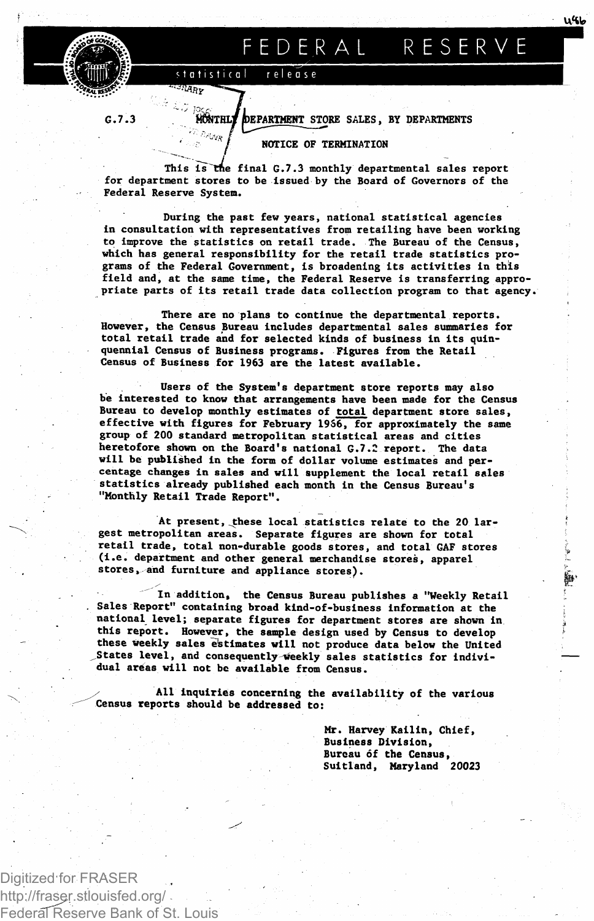# FEDERAL RESERVE

statistical release

G.7.3

## MONTHLY DEPARTMENT STORE SALES, BY DEPARTMENTS

### NOTICE OF TERMINATION

This is the final G.7.3 monthly departmental sales report for department stores to be issued by the Board of Governors of the Federal Reserve System.

During the past few years, national statistical agencies in consultation with representatives from retailing have been working to improve the statistics on retail trade. The Bureau of the Census, which has general responsibility for the retail trade statistics programs of the Federal Government, is broadening its activities in this field and, at the same time, the Federal Reserve is transferring appropriate parts of its retail trade data collection program to that agency.

There are no plans to continue the departmental reports. However, the Census Bureau includes departmental sales summaries for total retail trade and for selected kinds of business in its quinquennial Census of Business programs. Figures from the Retail Census of Business for 1963 are the latest available.

Users of the System's department store reports may also be interested to know that arrangements have been made for the Census Bureau to develop monthly estimates of total department store sales, effective with figures for February 1966, for approximately the same group of 200 standard metropolitan statistical areas and cities heretofore shown on the Board's national G.7.2 report. The data will be published in the form of dollar volume estimates and percentage changes in sales and will supplement the local retail sales statistics already published each month in the Census Bureau's "Monthly Retail Trade Report".

At present, these local statistics relate to the 20 largest metropolitan areas. Separate figures are shown for total retail trade, total non-durable goods stores, and total GAF stores (i.e. department and other general merchandise stores, apparel stores, and furniture and appliance stores).

In addition, the Census Bureau publishes a "Weekly Retail Sales Report" containing broad kind-of-business information at the national level; separate figures for department stores are shown in this report. However, the sample design used by Census to develop these weekly sales estimates will not produce data below the United States level, and consequently weekly sales statistics for individual areas will not be available from Census.

All inquiries concerning the availability of the various Census reports should be addressed to:

Mr. Harvey Kailin, Chief,
Business Division,
Bureau of the Census,
Suitland, Maryland 20023